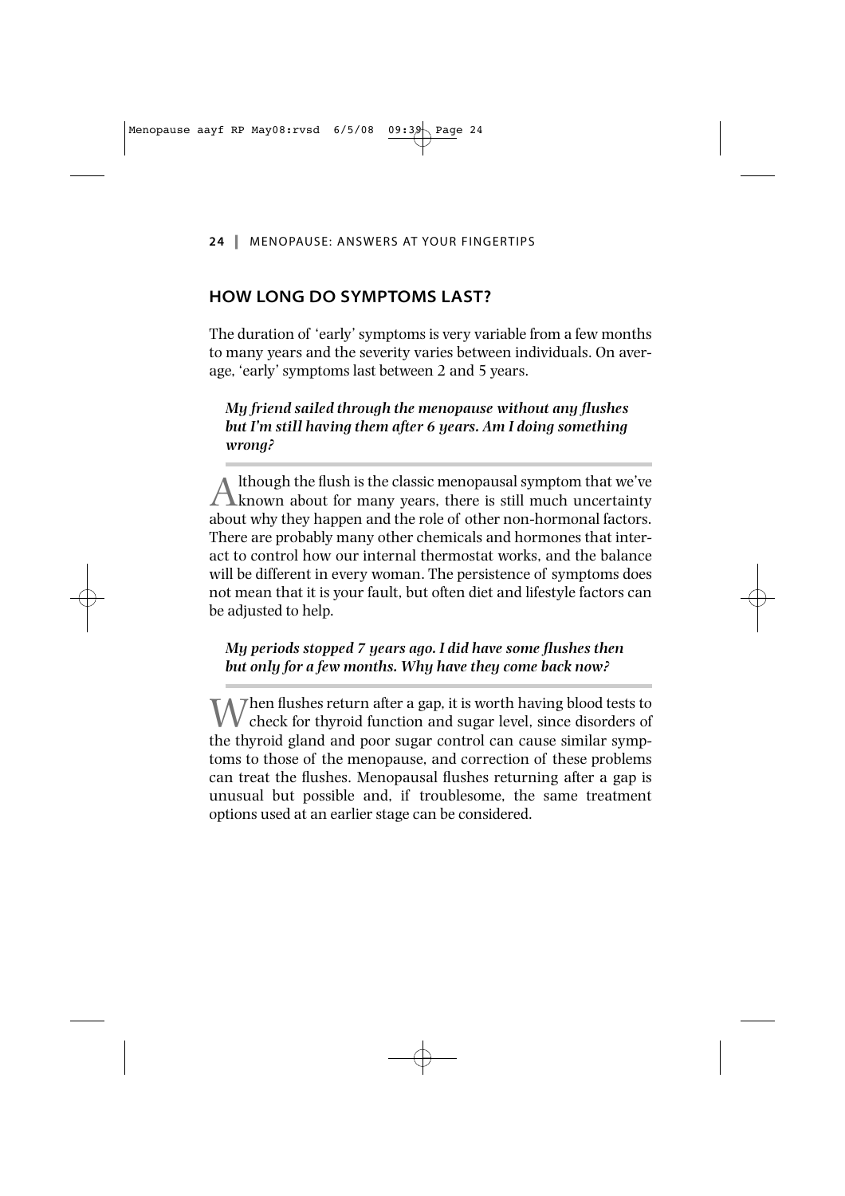## HOW LONG DO SYMPTOMS LAST?

The duration of 'early' symptoms is very variable from a few months to many years and the severity varies between individuals. On average, 'early' symptoms last between 2 and 5 years.

***My friend sailed through the menopause without any flushes but I'm still having them after 6 years. Am I doing something wrong?***

Although the flush is the classic menopausal symptom that we've known about for many years, there is still much uncertainty about why they happen and the role of other non-hormonal factors. There are probably many other chemicals and hormones that interact to control how our internal thermostat works, and the balance will be different in every woman. The persistence of symptoms does not mean that it is your fault, but often diet and lifestyle factors can be adjusted to help.

***My periods stopped 7 years ago. I did have some flushes then but only for a few months. Why have they come back now?***

When flushes return after a gap, it is worth having blood tests to check for thyroid function and sugar level, since disorders of the thyroid gland and poor sugar control can cause similar symptoms to those of the menopause, and correction of these problems can treat the flushes. Menopausal flushes returning after a gap is unusual but possible and, if troublesome, the same treatment options used at an earlier stage can be considered.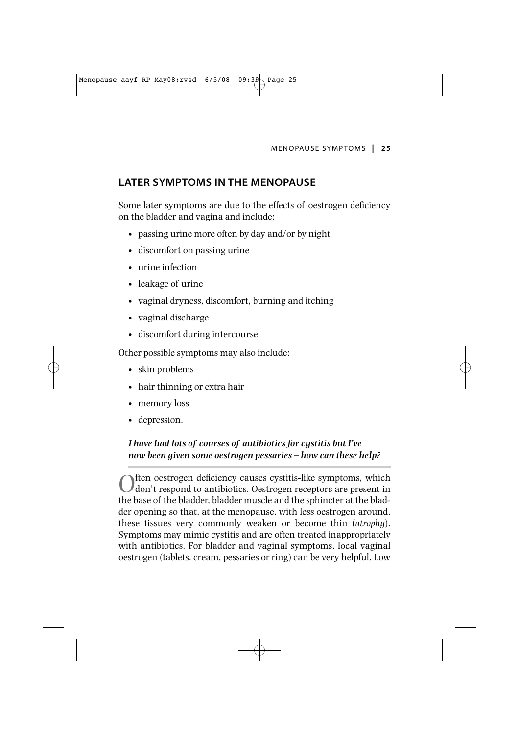## LATER SYMPTOMS IN THE MENOPAUSE

Some later symptoms are due to the effects of oestrogen deficiency on the bladder and vagina and include:

- passing urine more often by day and/or by night
- discomfort on passing urine
- urine infection
- leakage of urine
- vaginal dryness, discomfort, burning and itching
- vaginal discharge
- discomfort during intercourse.

Other possible symptoms may also include:

- skin problems
- hair thinning or extra hair
- memory loss
- depression.

***I have had lots of courses of antibiotics for cystitis but I've now been given some oestrogen pessaries – how can these help?***

Often oestrogen deficiency causes cystitis-like symptoms, which don't respond to antibiotics. Oestrogen receptors are present in the base of the bladder, bladder muscle and the sphincter at the bladder opening so that, at the menopause, with less oestrogen around, these tissues very commonly weaken or become thin (*atrophy*). Symptoms may mimic cystitis and are often treated inappropriately with antibiotics. For bladder and vaginal symptoms, local vaginal oestrogen (tablets, cream, pessaries or ring) can be very helpful. Low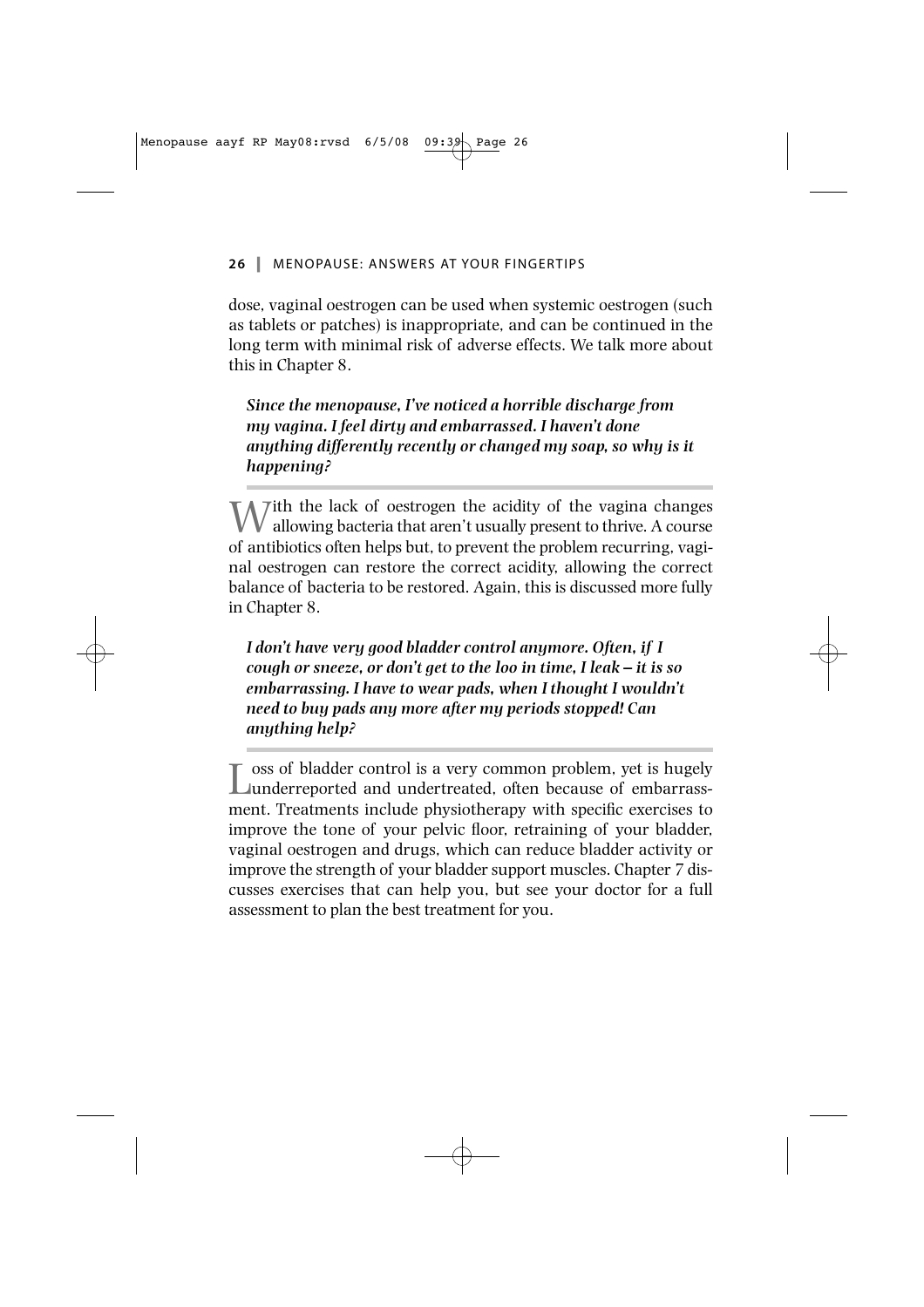dose, vaginal oestrogen can be used when systemic oestrogen (such as tablets or patches) is inappropriate, and can be continued in the long term with minimal risk of adverse effects. We talk more about this in Chapter 8.

***Since the menopause, I've noticed a horrible discharge from my vagina. I feel dirty and embarrassed. I haven't done anything differently recently or changed my soap, so why is it happening?***

With the lack of oestrogen the acidity of the vagina changes allowing bacteria that aren't usually present to thrive. A course of antibiotics often helps but, to prevent the problem recurring, vaginal oestrogen can restore the correct acidity, allowing the correct balance of bacteria to be restored. Again, this is discussed more fully in Chapter 8.

***I don't have very good bladder control anymore. Often, if I cough or sneeze, or don't get to the loo in time, I leak – it is so embarrassing. I have to wear pads, when I thought I wouldn't need to buy pads any more after my periods stopped! Can anything help?***

Loss of bladder control is a very common problem, yet is hugely underreported and undertreated, often because of embarrassment. Treatments include physiotherapy with specific exercises to improve the tone of your pelvic floor, retraining of your bladder, vaginal oestrogen and drugs, which can reduce bladder activity or improve the strength of your bladder support muscles. Chapter 7 discusses exercises that can help you, but see your doctor for a full assessment to plan the best treatment for you.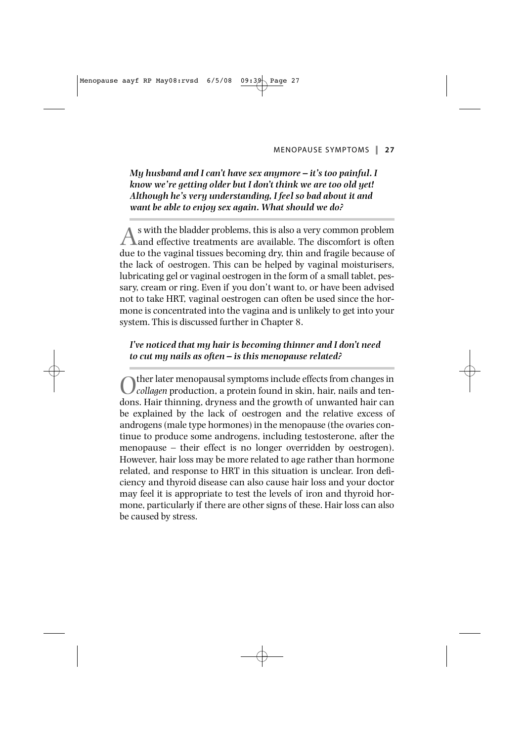***My husband and I can't have sex anymore – it's too painful. I know we're getting older but I don't think we are too old yet! Although he's very understanding, I feel so bad about it and want be able to enjoy sex again. What should we do?***

As with the bladder problems, this is also a very common problem and effective treatments are available. The discomfort is often due to the vaginal tissues becoming dry, thin and fragile because of the lack of oestrogen. This can be helped by vaginal moisturisers, lubricating gel or vaginal oestrogen in the form of a small tablet, pessary, cream or ring. Even if you don't want to, or have been advised not to take HRT, vaginal oestrogen can often be used since the hormone is concentrated into the vagina and is unlikely to get into your system. This is discussed further in Chapter 8.

***I've noticed that my hair is becoming thinner and I don't need to cut my nails as often – is this menopause related?***

Other later menopausal symptoms include effects from changes in *collagen* production, a protein found in skin, hair, nails and tendons. Hair thinning, dryness and the growth of unwanted hair can be explained by the lack of oestrogen and the relative excess of androgens (male type hormones) in the menopause (the ovaries continue to produce some androgens, including testosterone, after the menopause – their effect is no longer overridden by oestrogen). However, hair loss may be more related to age rather than hormone related, and response to HRT in this situation is unclear. Iron deficiency and thyroid disease can also cause hair loss and your doctor may feel it is appropriate to test the levels of iron and thyroid hormone, particularly if there are other signs of these. Hair loss can also be caused by stress.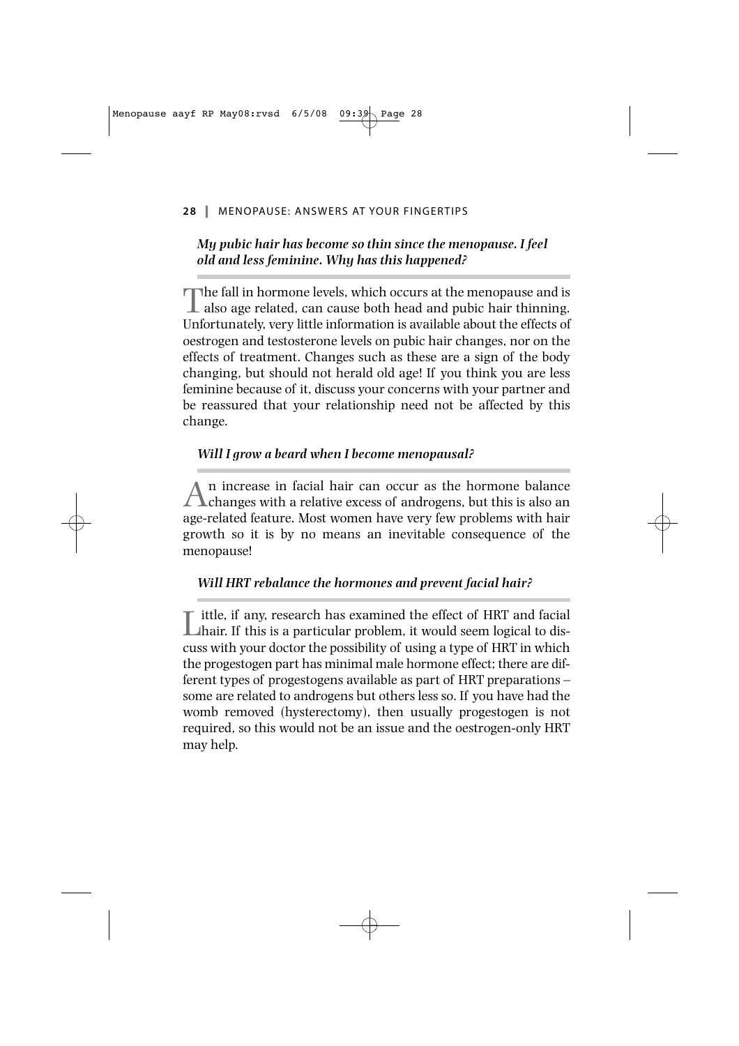### *My pubic hair has become so thin since the menopause. I feel old and less feminine. Why has this happened?*

The fall in hormone levels, which occurs at the menopause and is also age related, can cause both head and pubic hair thinning. Unfortunately, very little information is available about the effects of oestrogen and testosterone levels on pubic hair changes, nor on the effects of treatment. Changes such as these are a sign of the body changing, but should not herald old age! If you think you are less feminine because of it, discuss your concerns with your partner and be reassured that your relationship need not be affected by this change.

### *Will I grow a beard when I become menopausal?*

An increase in facial hair can occur as the hormone balance changes with a relative excess of androgens, but this is also an age-related feature. Most women have very few problems with hair growth so it is by no means an inevitable consequence of the menopause!

### *Will HRT rebalance the hormones and prevent facial hair?*

Little, if any, research has examined the effect of HRT and facial hair. If this is a particular problem, it would seem logical to discuss with your doctor the possibility of using a type of HRT in which the progestogen part has minimal male hormone effect; there are different types of progestogens available as part of HRT preparations – some are related to androgens but others less so. If you have had the womb removed (hysterectomy), then usually progestogen is not required, so this would not be an issue and the oestrogen-only HRT may help.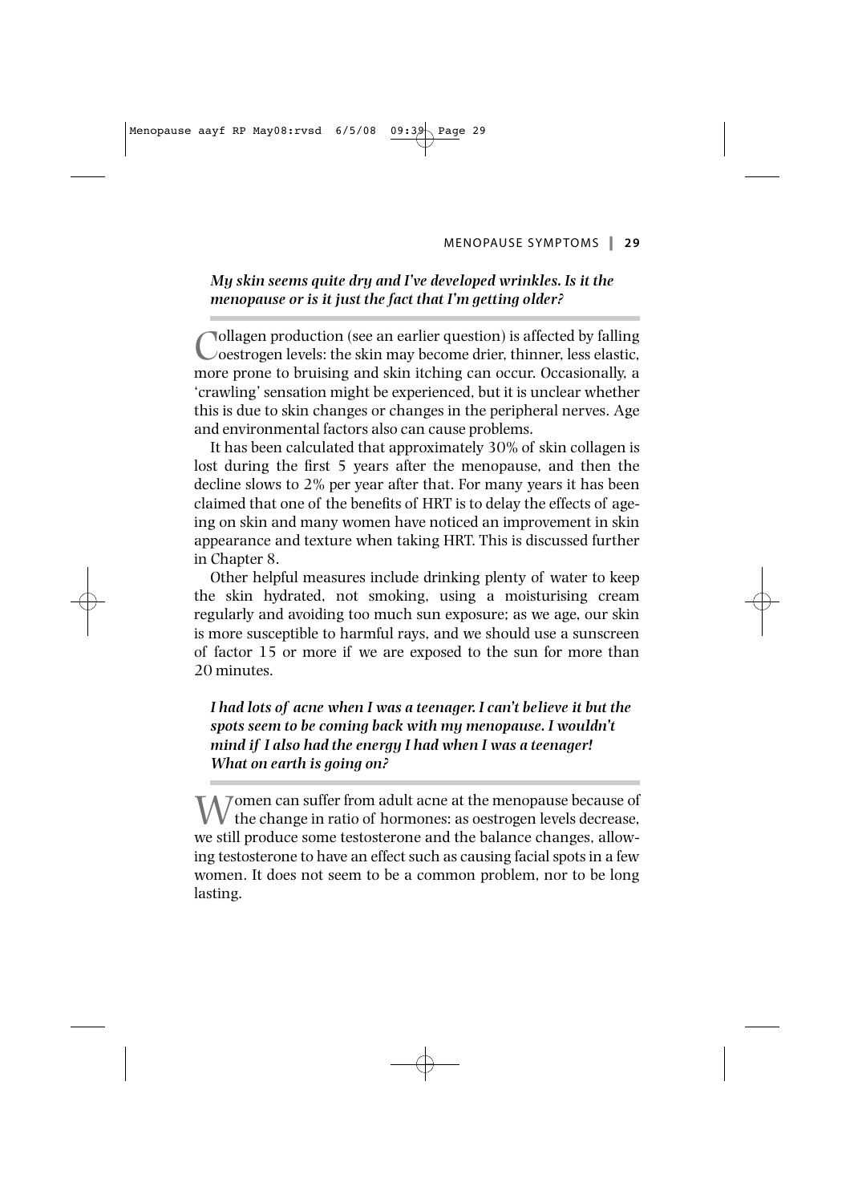***My skin seems quite dry and I've developed wrinkles. Is it the menopause or is it just the fact that I'm getting older?***

Collagen production (see an earlier question) is affected by falling oestrogen levels: the skin may become drier, thinner, less elastic, more prone to bruising and skin itching can occur. Occasionally, a 'crawling' sensation might be experienced, but it is unclear whether this is due to skin changes or changes in the peripheral nerves. Age and environmental factors also can cause problems.

It has been calculated that approximately 30% of skin collagen is lost during the first 5 years after the menopause, and then the decline slows to 2% per year after that. For many years it has been claimed that one of the benefits of HRT is to delay the effects of ageing on skin and many women have noticed an improvement in skin appearance and texture when taking HRT. This is discussed further in Chapter 8.

Other helpful measures include drinking plenty of water to keep the skin hydrated, not smoking, using a moisturising cream regularly and avoiding too much sun exposure; as we age, our skin is more susceptible to harmful rays, and we should use a sunscreen of factor 15 or more if we are exposed to the sun for more than 20 minutes.

***I had lots of acne when I was a teenager. I can't believe it but the spots seem to be coming back with my menopause. I wouldn't mind if I also had the energy I had when I was a teenager! What on earth is going on?***

Women can suffer from adult acne at the menopause because of the change in ratio of hormones: as oestrogen levels decrease, we still produce some testosterone and the balance changes, allowing testosterone to have an effect such as causing facial spots in a few women. It does not seem to be a common problem, nor to be long lasting.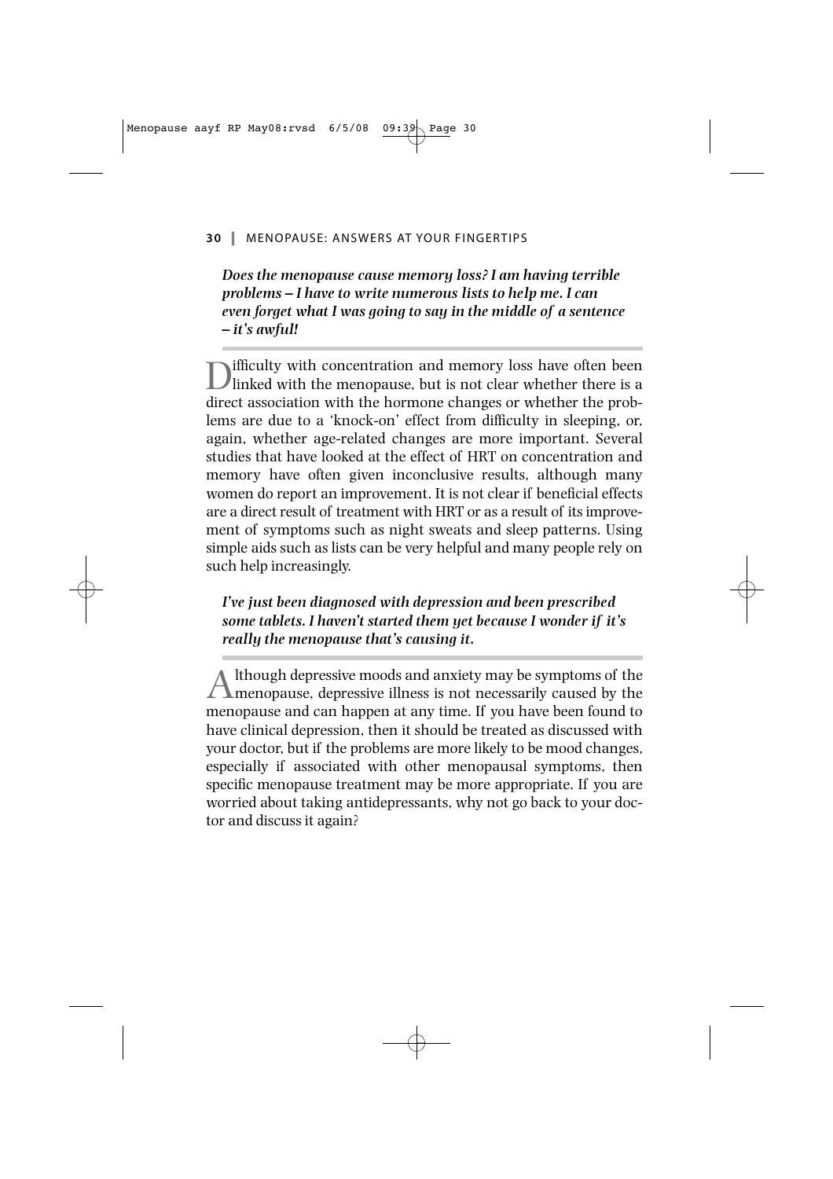***Does the menopause cause memory loss? I am having terrible problems – I have to write numerous lists to help me. I can even forget what I was going to say in the middle of a sentence – it's awful!***

Difficulty with concentration and memory loss have often been linked with the menopause, but is not clear whether there is a direct association with the hormone changes or whether the problems are due to a 'knock-on' effect from difficulty in sleeping, or, again, whether age-related changes are more important. Several studies that have looked at the effect of HRT on concentration and memory have often given inconclusive results, although many women do report an improvement. It is not clear if beneficial effects are a direct result of treatment with HRT or as a result of its improvement of symptoms such as night sweats and sleep patterns. Using simple aids such as lists can be very helpful and many people rely on such help increasingly.

***I've just been diagnosed with depression and been prescribed some tablets. I haven't started them yet because I wonder if it's really the menopause that's causing it.***

Although depressive moods and anxiety may be symptoms of the menopause, depressive illness is not necessarily caused by the menopause and can happen at any time. If you have been found to have clinical depression, then it should be treated as discussed with your doctor, but if the problems are more likely to be mood changes, especially if associated with other menopausal symptoms, then specific menopause treatment may be more appropriate. If you are worried about taking antidepressants, why not go back to your doctor and discuss it again?